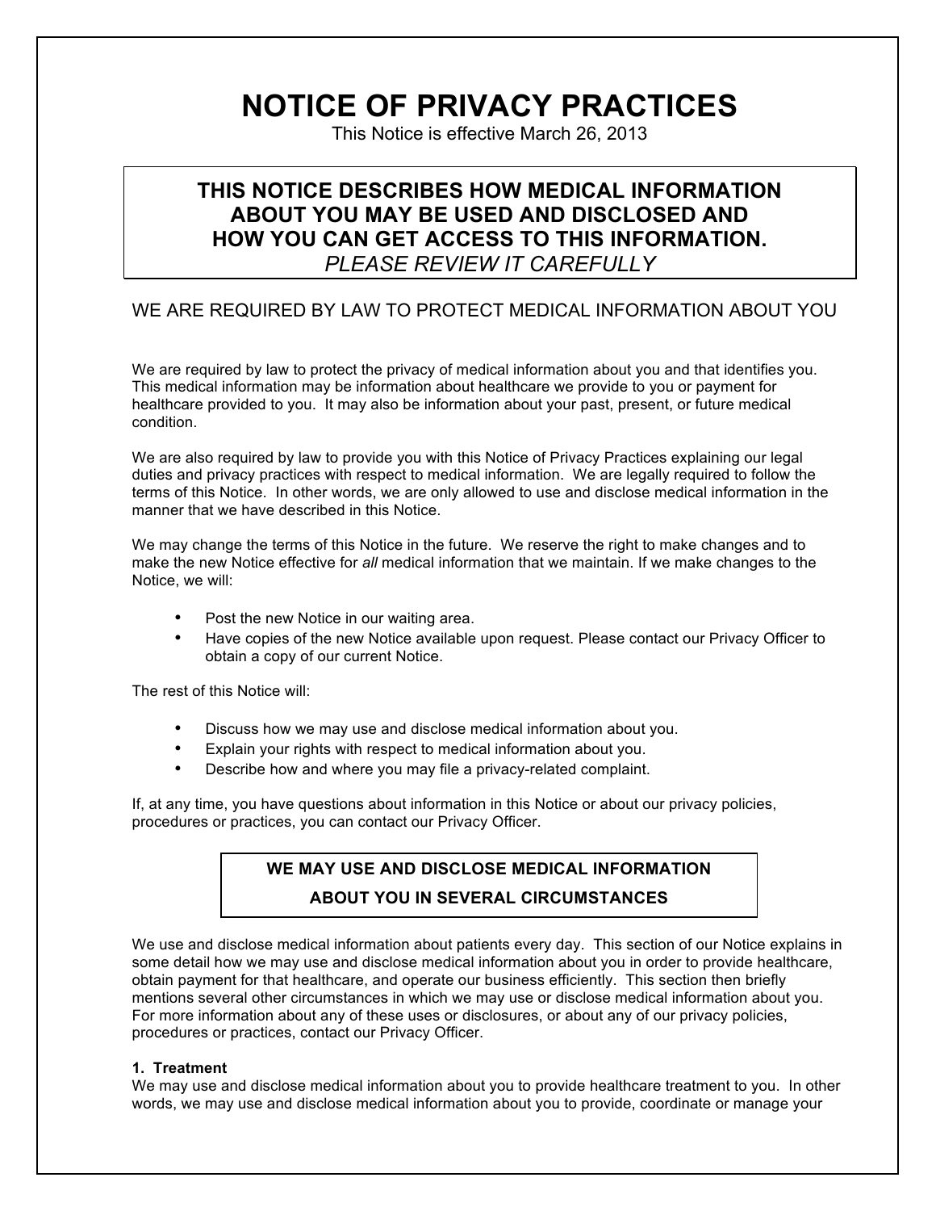# NOTICE OF PRIVACY PRACTICES

This Notice is effective March 26, 2013

## THIS NOTICE DESCRIBES HOW MEDICAL INFORMATION ABOUT YOU MAY BE USED AND DISCLOSED AND HOW YOU CAN GET ACCESS TO THIS INFORMATION.

*PLEASE REVIEW IT CAREFULLY*

## WE ARE REQUIRED BY LAW TO PROTECT MEDICAL INFORMATION ABOUT YOU

We are required by law to protect the privacy of medical information about you and that identifies you. This medical information may be information about healthcare we provide to you or payment for healthcare provided to you. It may also be information about your past, present, or future medical condition.

We are also required by law to provide you with this Notice of Privacy Practices explaining our legal duties and privacy practices with respect to medical information. We are legally required to follow the terms of this Notice. In other words, we are only allowed to use and disclose medical information in the manner that we have described in this Notice.

We may change the terms of this Notice in the future. We reserve the right to make changes and to make the new Notice effective for *all* medical information that we maintain. If we make changes to the Notice, we will:

- Post the new Notice in our waiting area.
- Have copies of the new Notice available upon request. Please contact our Privacy Officer to obtain a copy of our current Notice.

The rest of this Notice will:

- Discuss how we may use and disclose medical information about you.
- Explain your rights with respect to medical information about you.
- Describe how and where you may file a privacy-related complaint.

If, at any time, you have questions about information in this Notice or about our privacy policies, procedures or practices, you can contact our Privacy Officer.

## WE MAY USE AND DISCLOSE MEDICAL INFORMATION ABOUT YOU IN SEVERAL CIRCUMSTANCES

We use and disclose medical information about patients every day. This section of our Notice explains in some detail how we may use and disclose medical information about you in order to provide healthcare, obtain payment for that healthcare, and operate our business efficiently. This section then briefly mentions several other circumstances in which we may use or disclose medical information about you. For more information about any of these uses or disclosures, or about any of our privacy policies, procedures or practices, contact our Privacy Officer.

**1. Treatment**

We may use and disclose medical information about you to provide healthcare treatment to you. In other words, we may use and disclose medical information about you to provide, coordinate or manage your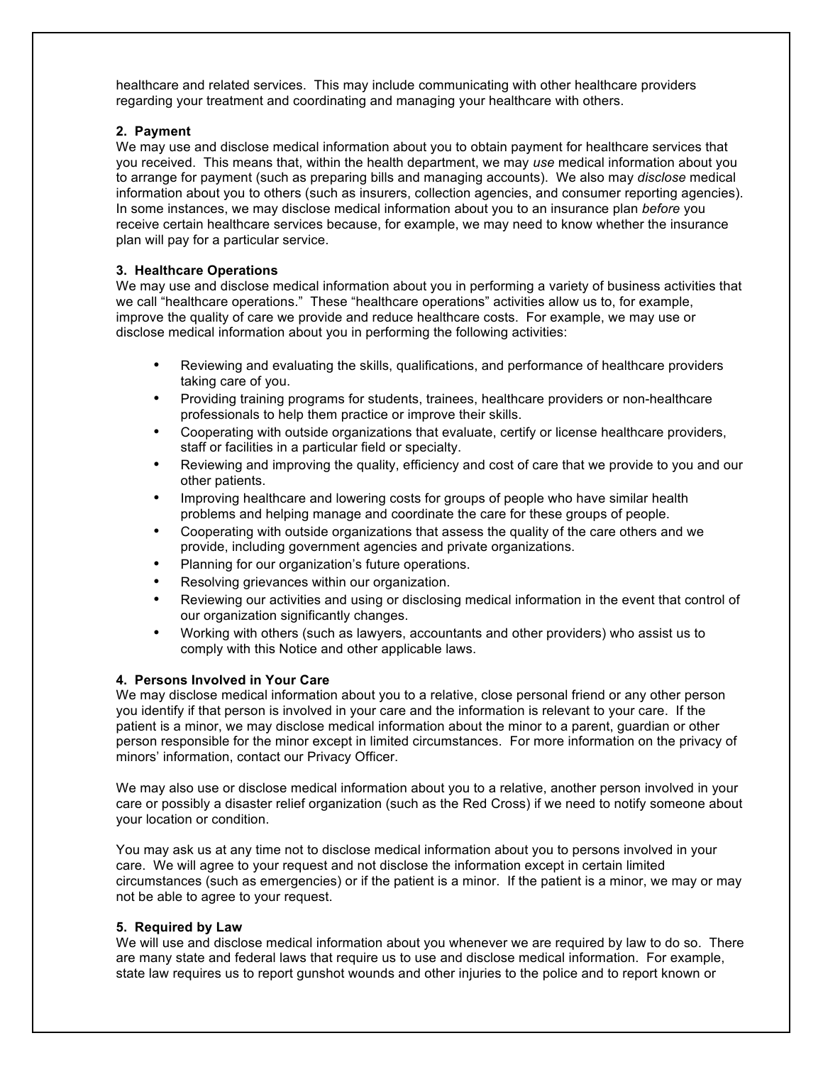healthcare and related services. This may include communicating with other healthcare providers regarding your treatment and coordinating and managing your healthcare with others.

**2. Payment**

We may use and disclose medical information about you to obtain payment for healthcare services that you received. This means that, within the health department, we may *use* medical information about you to arrange for payment (such as preparing bills and managing accounts). We also may *disclose* medical information about you to others (such as insurers, collection agencies, and consumer reporting agencies). In some instances, we may disclose medical information about you to an insurance plan *before* you receive certain healthcare services because, for example, we may need to know whether the insurance plan will pay for a particular service.

**3. Healthcare Operations**

We may use and disclose medical information about you in performing a variety of business activities that we call "healthcare operations." These "healthcare operations" activities allow us to, for example, improve the quality of care we provide and reduce healthcare costs. For example, we may use or disclose medical information about you in performing the following activities:

- Reviewing and evaluating the skills, qualifications, and performance of healthcare providers taking care of you.
- Providing training programs for students, trainees, healthcare providers or non-healthcare professionals to help them practice or improve their skills.
- Cooperating with outside organizations that evaluate, certify or license healthcare providers, staff or facilities in a particular field or specialty.
- Reviewing and improving the quality, efficiency and cost of care that we provide to you and our other patients.
- Improving healthcare and lowering costs for groups of people who have similar health problems and helping manage and coordinate the care for these groups of people.
- Cooperating with outside organizations that assess the quality of the care others and we provide, including government agencies and private organizations.
- Planning for our organization's future operations.
- Resolving grievances within our organization.
- Reviewing our activities and using or disclosing medical information in the event that control of our organization significantly changes.
- Working with others (such as lawyers, accountants and other providers) who assist us to comply with this Notice and other applicable laws.

**4. Persons Involved in Your Care**

We may disclose medical information about you to a relative, close personal friend or any other person you identify if that person is involved in your care and the information is relevant to your care. If the patient is a minor, we may disclose medical information about the minor to a parent, guardian or other person responsible for the minor except in limited circumstances. For more information on the privacy of minors' information, contact our Privacy Officer.

We may also use or disclose medical information about you to a relative, another person involved in your care or possibly a disaster relief organization (such as the Red Cross) if we need to notify someone about your location or condition.

You may ask us at any time not to disclose medical information about you to persons involved in your care. We will agree to your request and not disclose the information except in certain limited circumstances (such as emergencies) or if the patient is a minor. If the patient is a minor, we may or may not be able to agree to your request.

**5. Required by Law**

We will use and disclose medical information about you whenever we are required by law to do so. There are many state and federal laws that require us to use and disclose medical information. For example, state law requires us to report gunshot wounds and other injuries to the police and to report known or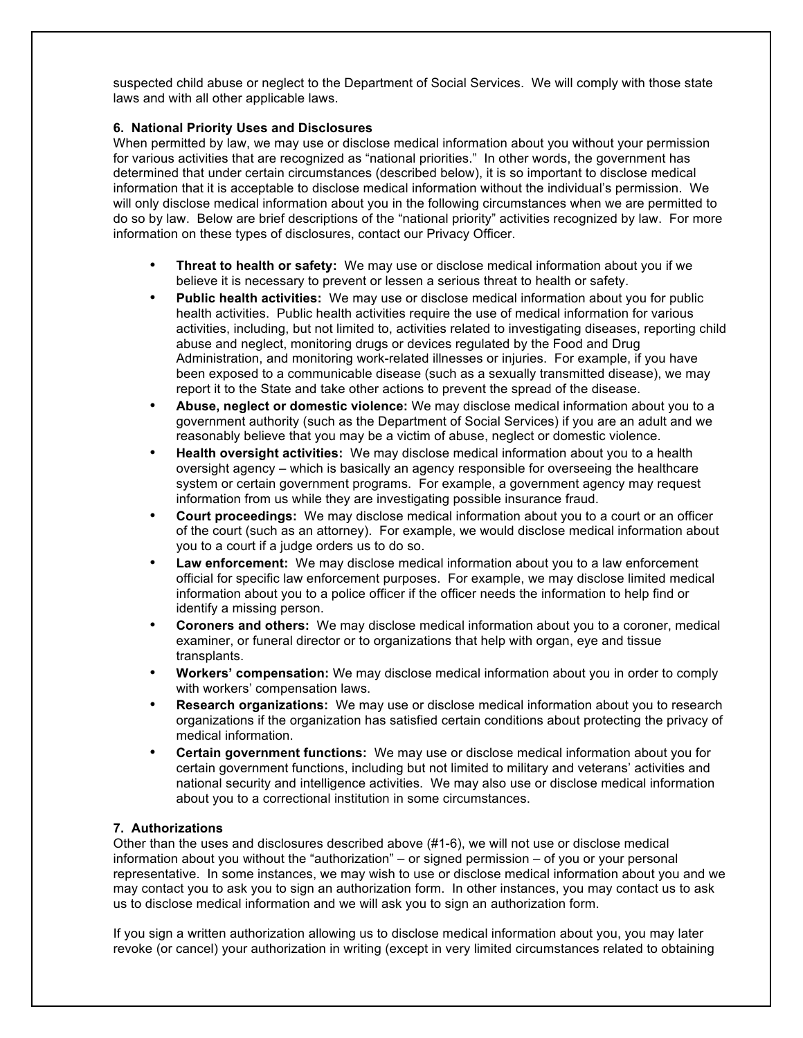suspected child abuse or neglect to the Department of Social Services. We will comply with those state laws and with all other applicable laws.

**6. National Priority Uses and Disclosures**

When permitted by law, we may use or disclose medical information about you without your permission for various activities that are recognized as "national priorities." In other words, the government has determined that under certain circumstances (described below), it is so important to disclose medical information that it is acceptable to disclose medical information without the individual's permission. We will only disclose medical information about you in the following circumstances when we are permitted to do so by law. Below are brief descriptions of the "national priority" activities recognized by law. For more information on these types of disclosures, contact our Privacy Officer.

- **Threat to health or safety:** We may use or disclose medical information about you if we believe it is necessary to prevent or lessen a serious threat to health or safety.
- **Public health activities:** We may use or disclose medical information about you for public health activities. Public health activities require the use of medical information for various activities, including, but not limited to, activities related to investigating diseases, reporting child abuse and neglect, monitoring drugs or devices regulated by the Food and Drug Administration, and monitoring work-related illnesses or injuries. For example, if you have been exposed to a communicable disease (such as a sexually transmitted disease), we may report it to the State and take other actions to prevent the spread of the disease.
- **Abuse, neglect or domestic violence:** We may disclose medical information about you to a government authority (such as the Department of Social Services) if you are an adult and we reasonably believe that you may be a victim of abuse, neglect or domestic violence.
- **Health oversight activities:** We may disclose medical information about you to a health oversight agency – which is basically an agency responsible for overseeing the healthcare system or certain government programs. For example, a government agency may request information from us while they are investigating possible insurance fraud.
- **Court proceedings:** We may disclose medical information about you to a court or an officer of the court (such as an attorney). For example, we would disclose medical information about you to a court if a judge orders us to do so.
- **Law enforcement:** We may disclose medical information about you to a law enforcement official for specific law enforcement purposes. For example, we may disclose limited medical information about you to a police officer if the officer needs the information to help find or identify a missing person.
- **Coroners and others:** We may disclose medical information about you to a coroner, medical examiner, or funeral director or to organizations that help with organ, eye and tissue transplants.
- **Workers' compensation:** We may disclose medical information about you in order to comply with workers' compensation laws.
- **Research organizations:** We may use or disclose medical information about you to research organizations if the organization has satisfied certain conditions about protecting the privacy of medical information.
- **Certain government functions:** We may use or disclose medical information about you for certain government functions, including but not limited to military and veterans' activities and national security and intelligence activities. We may also use or disclose medical information about you to a correctional institution in some circumstances.

**7. Authorizations**

Other than the uses and disclosures described above (#1-6), we will not use or disclose medical information about you without the "authorization" – or signed permission – of you or your personal representative. In some instances, we may wish to use or disclose medical information about you and we may contact you to ask you to sign an authorization form. In other instances, you may contact us to ask us to disclose medical information and we will ask you to sign an authorization form.

If you sign a written authorization allowing us to disclose medical information about you, you may later revoke (or cancel) your authorization in writing (except in very limited circumstances related to obtaining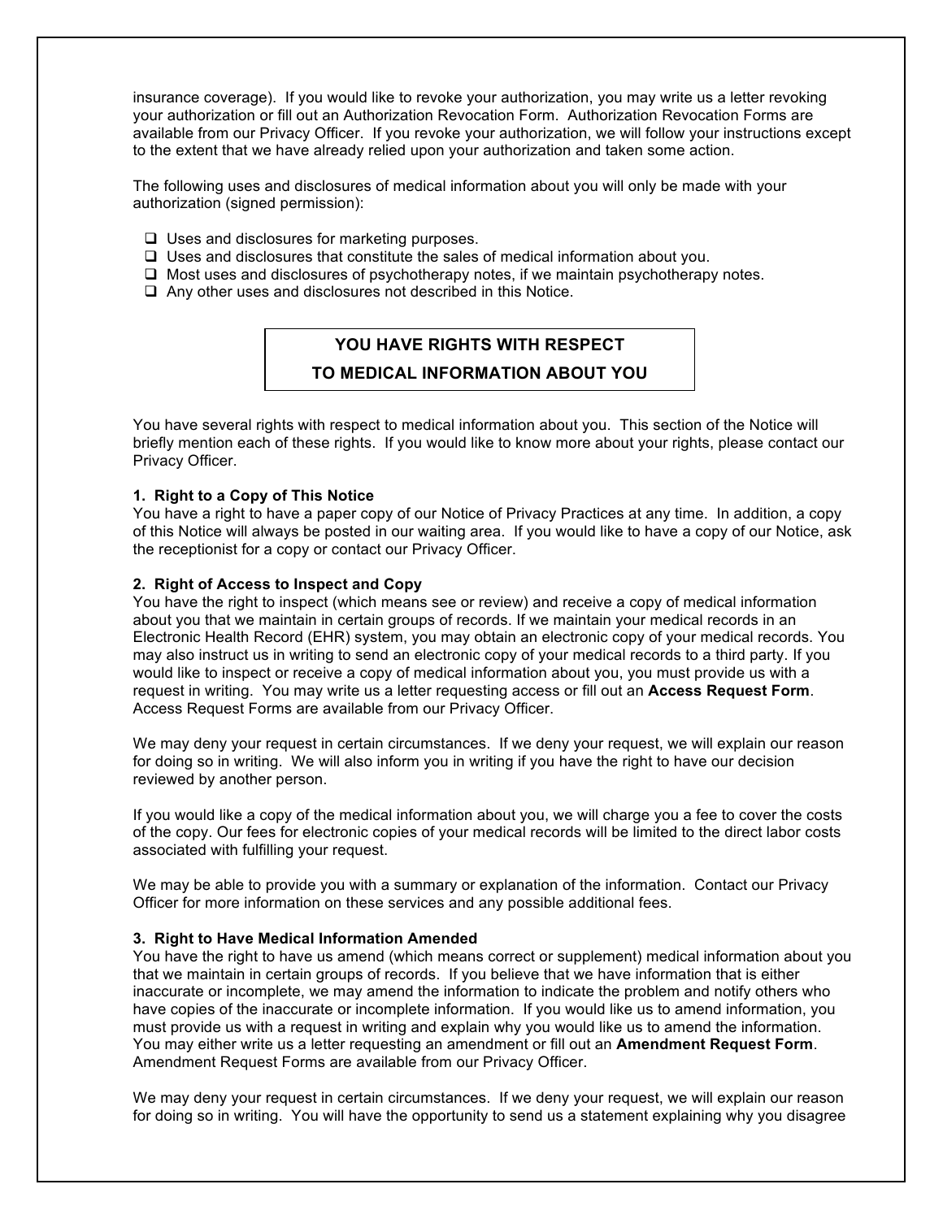insurance coverage). If you would like to revoke your authorization, you may write us a letter revoking your authorization or fill out an Authorization Revocation Form. Authorization Revocation Forms are available from our Privacy Officer. If you revoke your authorization, we will follow your instructions except to the extent that we have already relied upon your authorization and taken some action.

The following uses and disclosures of medical information about you will only be made with your authorization (signed permission):

- ❑ Uses and disclosures for marketing purposes.
- ❑ Uses and disclosures that constitute the sales of medical information about you.
- ❑ Most uses and disclosures of psychotherapy notes, if we maintain psychotherapy notes.
- ❑ Any other uses and disclosures not described in this Notice.

## YOU HAVE RIGHTS WITH RESPECT TO MEDICAL INFORMATION ABOUT YOU

You have several rights with respect to medical information about you. This section of the Notice will briefly mention each of these rights. If you would like to know more about your rights, please contact our Privacy Officer.

**1. Right to a Copy of This Notice**
You have a right to have a paper copy of our Notice of Privacy Practices at any time. In addition, a copy of this Notice will always be posted in our waiting area. If you would like to have a copy of our Notice, ask the receptionist for a copy or contact our Privacy Officer.

**2. Right of Access to Inspect and Copy**
You have the right to inspect (which means see or review) and receive a copy of medical information about you that we maintain in certain groups of records. If we maintain your medical records in an Electronic Health Record (EHR) system, you may obtain an electronic copy of your medical records. You may also instruct us in writing to send an electronic copy of your medical records to a third party. If you would like to inspect or receive a copy of medical information about you, you must provide us with a request in writing. You may write us a letter requesting access or fill out an **Access Request Form**. Access Request Forms are available from our Privacy Officer.

We may deny your request in certain circumstances. If we deny your request, we will explain our reason for doing so in writing. We will also inform you in writing if you have the right to have our decision reviewed by another person.

If you would like a copy of the medical information about you, we will charge you a fee to cover the costs of the copy. Our fees for electronic copies of your medical records will be limited to the direct labor costs associated with fulfilling your request.

We may be able to provide you with a summary or explanation of the information. Contact our Privacy Officer for more information on these services and any possible additional fees.

**3. Right to Have Medical Information Amended**
You have the right to have us amend (which means correct or supplement) medical information about you that we maintain in certain groups of records. If you believe that we have information that is either inaccurate or incomplete, we may amend the information to indicate the problem and notify others who have copies of the inaccurate or incomplete information. If you would like us to amend information, you must provide us with a request in writing and explain why you would like us to amend the information. You may either write us a letter requesting an amendment or fill out an **Amendment Request Form**. Amendment Request Forms are available from our Privacy Officer.

We may deny your request in certain circumstances. If we deny your request, we will explain our reason for doing so in writing. You will have the opportunity to send us a statement explaining why you disagree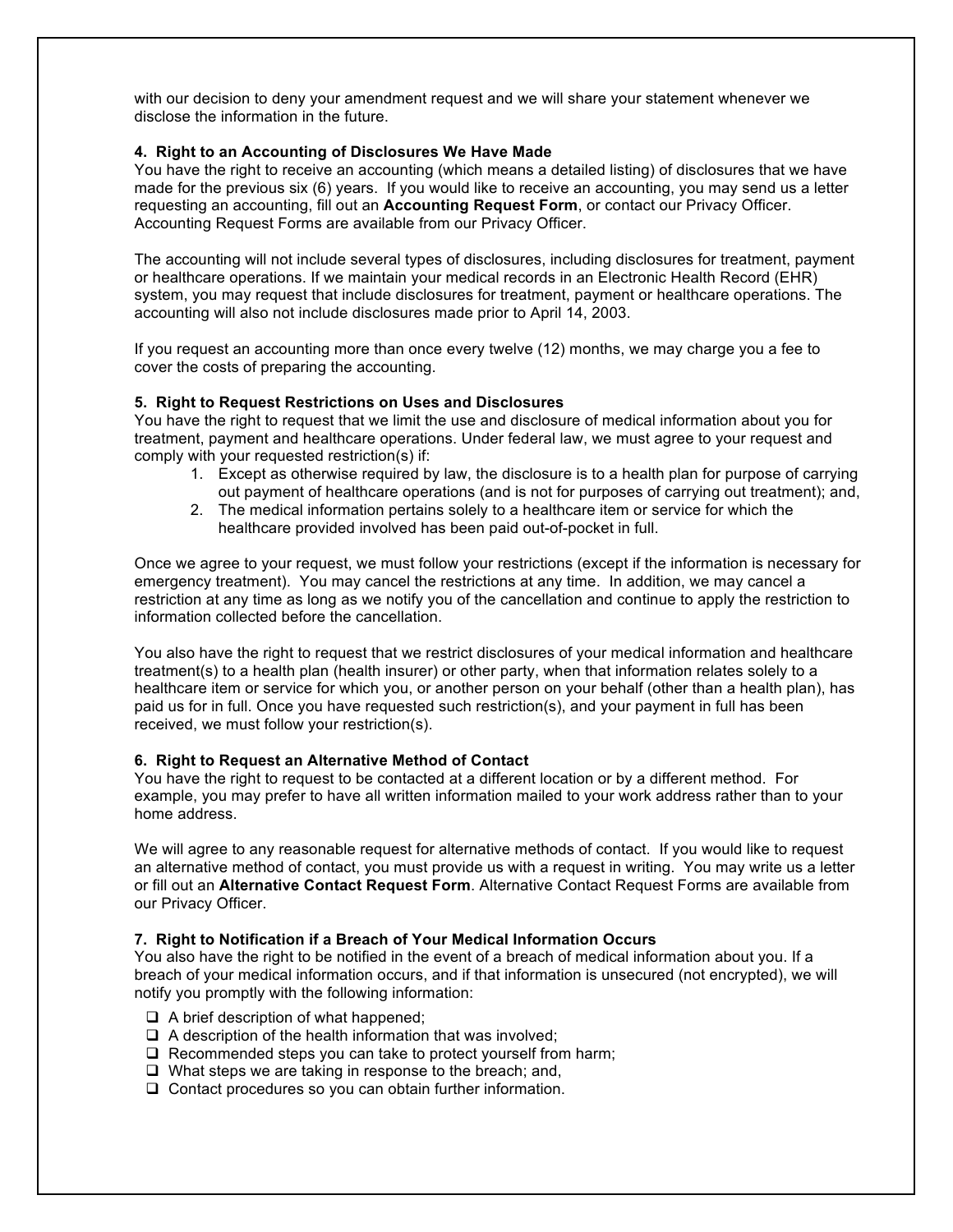with our decision to deny your amendment request and we will share your statement whenever we disclose the information in the future.

**4. Right to an Accounting of Disclosures We Have Made**
You have the right to receive an accounting (which means a detailed listing) of disclosures that we have made for the previous six (6) years. If you would like to receive an accounting, you may send us a letter requesting an accounting, fill out an **Accounting Request Form**, or contact our Privacy Officer. Accounting Request Forms are available from our Privacy Officer.

The accounting will not include several types of disclosures, including disclosures for treatment, payment or healthcare operations. If we maintain your medical records in an Electronic Health Record (EHR) system, you may request that include disclosures for treatment, payment or healthcare operations. The accounting will also not include disclosures made prior to April 14, 2003.

If you request an accounting more than once every twelve (12) months, we may charge you a fee to cover the costs of preparing the accounting.

**5. Right to Request Restrictions on Uses and Disclosures**
You have the right to request that we limit the use and disclosure of medical information about you for treatment, payment and healthcare operations. Under federal law, we must agree to your request and comply with your requested restriction(s) if:

1. Except as otherwise required by law, the disclosure is to a health plan for purpose of carrying out payment of healthcare operations (and is not for purposes of carrying out treatment); and,
2. The medical information pertains solely to a healthcare item or service for which the healthcare provided involved has been paid out-of-pocket in full.

Once we agree to your request, we must follow your restrictions (except if the information is necessary for emergency treatment). You may cancel the restrictions at any time. In addition, we may cancel a restriction at any time as long as we notify you of the cancellation and continue to apply the restriction to information collected before the cancellation.

You also have the right to request that we restrict disclosures of your medical information and healthcare treatment(s) to a health plan (health insurer) or other party, when that information relates solely to a healthcare item or service for which you, or another person on your behalf (other than a health plan), has paid us for in full. Once you have requested such restriction(s), and your payment in full has been received, we must follow your restriction(s).

**6. Right to Request an Alternative Method of Contact**
You have the right to request to be contacted at a different location or by a different method. For example, you may prefer to have all written information mailed to your work address rather than to your home address.

We will agree to any reasonable request for alternative methods of contact. If you would like to request an alternative method of contact, you must provide us with a request in writing. You may write us a letter or fill out an **Alternative Contact Request Form**. Alternative Contact Request Forms are available from our Privacy Officer.

**7. Right to Notification if a Breach of Your Medical Information Occurs**
You also have the right to be notified in the event of a breach of medical information about you. If a breach of your medical information occurs, and if that information is unsecured (not encrypted), we will notify you promptly with the following information:

- A brief description of what happened;
- A description of the health information that was involved;
- Recommended steps you can take to protect yourself from harm;
- What steps we are taking in response to the breach; and,
- Contact procedures so you can obtain further information.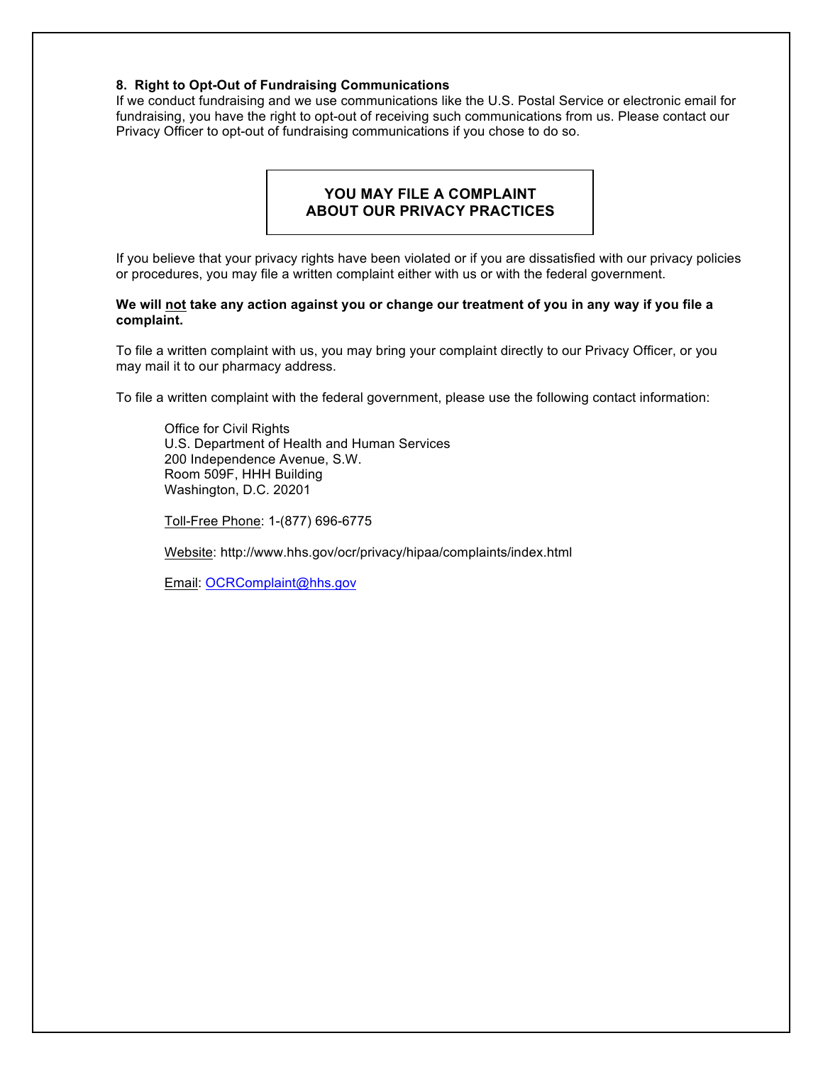**8. Right to Opt-Out of Fundraising Communications**
If we conduct fundraising and we use communications like the U.S. Postal Service or electronic email for fundraising, you have the right to opt-out of receiving such communications from us. Please contact our Privacy Officer to opt-out of fundraising communications if you chose to do so.

## YOU MAY FILE A COMPLAINT ABOUT OUR PRIVACY PRACTICES

If you believe that your privacy rights have been violated or if you are dissatisfied with our privacy policies or procedures, you may file a written complaint either with us or with the federal government.

**We will not take any action against you or change our treatment of you in any way if you file a complaint.**

To file a written complaint with us, you may bring your complaint directly to our Privacy Officer, or you may mail it to our pharmacy address.

To file a written complaint with the federal government, please use the following contact information:

Office for Civil Rights
U.S. Department of Health and Human Services
200 Independence Avenue, S.W.
Room 509F, HHH Building
Washington, D.C. 20201

Toll-Free Phone: 1-(877) 696-6775

Website: http://www.hhs.gov/ocr/privacy/hipaa/complaints/index.html

Email: OCRComplaint@hhs.gov